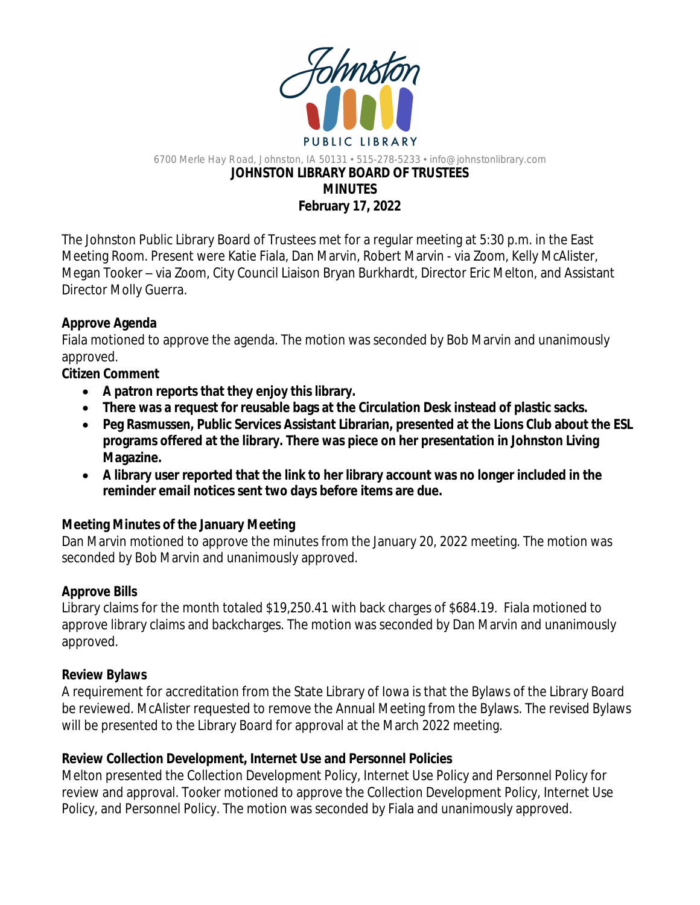6700 Merle Hay Road, Johnston, IA 50131 • 515-278-5233 • info@johnstonlibrary.com

# JOHNSTON LIBRARY BOARD OF TRUSTEES
## MINUTES
## February 17, 2022

The Johnston Public Library Board of Trustees met for a regular meeting at 5:30 p.m. in the East Meeting Room. Present were Katie Fiala, Dan Marvin, Robert Marvin - via Zoom, Kelly McAlister, Megan Tooker – via Zoom, City Council Liaison Bryan Burkhardt, Director Eric Melton, and Assistant Director Molly Guerra.

**Approve Agenda**
Fiala motioned to approve the agenda. The motion was seconded by Bob Marvin and unanimously approved.

**Citizen Comment**

- **A patron reports that they enjoy this library.**
- **There was a request for reusable bags at the Circulation Desk instead of plastic sacks.**
- **Peg Rasmussen, Public Services Assistant Librarian, presented at the Lions Club about the ESL programs offered at the library. There was piece on her presentation in Johnston Living Magazine.**
- **A library user reported that the link to her library account was no longer included in the reminder email notices sent two days before items are due.**

**Meeting Minutes of the January Meeting**
Dan Marvin motioned to approve the minutes from the January 20, 2022 meeting. The motion was seconded by Bob Marvin and unanimously approved.

**Approve Bills**
Library claims for the month totaled $19,250.41 with back charges of $684.19. Fiala motioned to approve library claims and backcharges. The motion was seconded by Dan Marvin and unanimously approved.

**Review Bylaws**
A requirement for accreditation from the State Library of Iowa is that the Bylaws of the Library Board be reviewed. McAlister requested to remove the Annual Meeting from the Bylaws. The revised Bylaws will be presented to the Library Board for approval at the March 2022 meeting.

**Review Collection Development, Internet Use and Personnel Policies**
Melton presented the Collection Development Policy, Internet Use Policy and Personnel Policy for review and approval. Tooker motioned to approve the Collection Development Policy, Internet Use Policy, and Personnel Policy. The motion was seconded by Fiala and unanimously approved.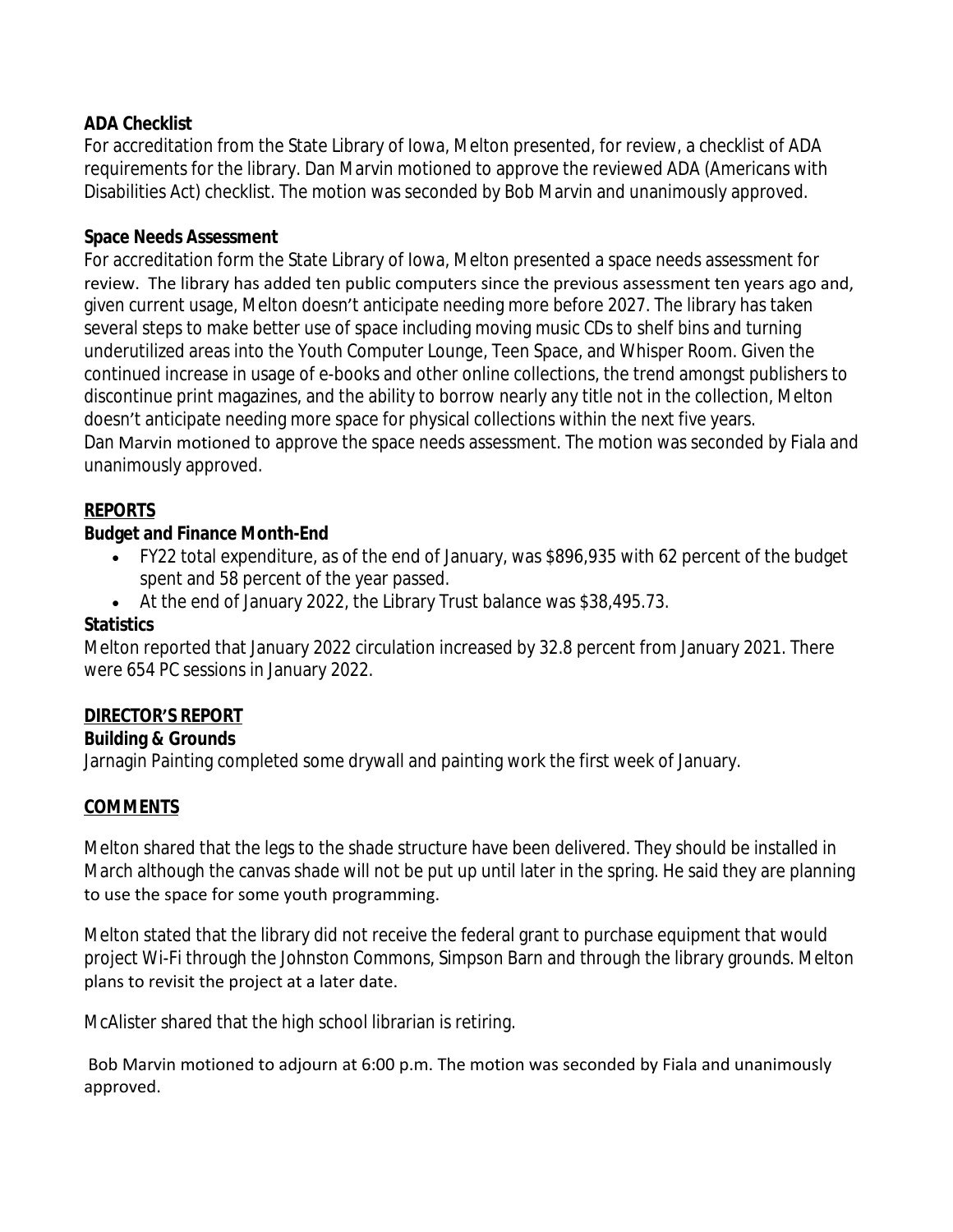**ADA Checklist**

For accreditation from the State Library of Iowa, Melton presented, for review, a checklist of ADA requirements for the library. Dan Marvin motioned to approve the reviewed ADA (Americans with Disabilities Act) checklist. The motion was seconded by Bob Marvin and unanimously approved.

**Space Needs Assessment**

For accreditation form the State Library of Iowa, Melton presented a space needs assessment for review. The library has added ten public computers since the previous assessment ten years ago and, given current usage, Melton doesn't anticipate needing more before 2027. The library has taken several steps to make better use of space including moving music CDs to shelf bins and turning underutilized areas into the Youth Computer Lounge, Teen Space, and Whisper Room. Given the continued increase in usage of e-books and other online collections, the trend amongst publishers to discontinue print magazines, and the ability to borrow nearly any title not in the collection, Melton doesn't anticipate needing more space for physical collections within the next five years. Dan Marvin motioned to approve the space needs assessment. The motion was seconded by Fiala and unanimously approved.

## REPORTS

**Budget and Finance Month-End**

- FY22 total expenditure, as of the end of January, was $896,935 with 62 percent of the budget spent and 58 percent of the year passed.
- At the end of January 2022, the Library Trust balance was $38,495.73.

**Statistics**

Melton reported that January 2022 circulation increased by 32.8 percent from January 2021. There were 654 PC sessions in January 2022.

## DIRECTOR'S REPORT

**Building & Grounds**

Jarnagin Painting completed some drywall and painting work the first week of January.

## COMMENTS

Melton shared that the legs to the shade structure have been delivered. They should be installed in March although the canvas shade will not be put up until later in the spring. He said they are planning to use the space for some youth programming.

Melton stated that the library did not receive the federal grant to purchase equipment that would project Wi-Fi through the Johnston Commons, Simpson Barn and through the library grounds. Melton plans to revisit the project at a later date.

McAlister shared that the high school librarian is retiring.

Bob Marvin motioned to adjourn at 6:00 p.m. The motion was seconded by Fiala and unanimously approved.